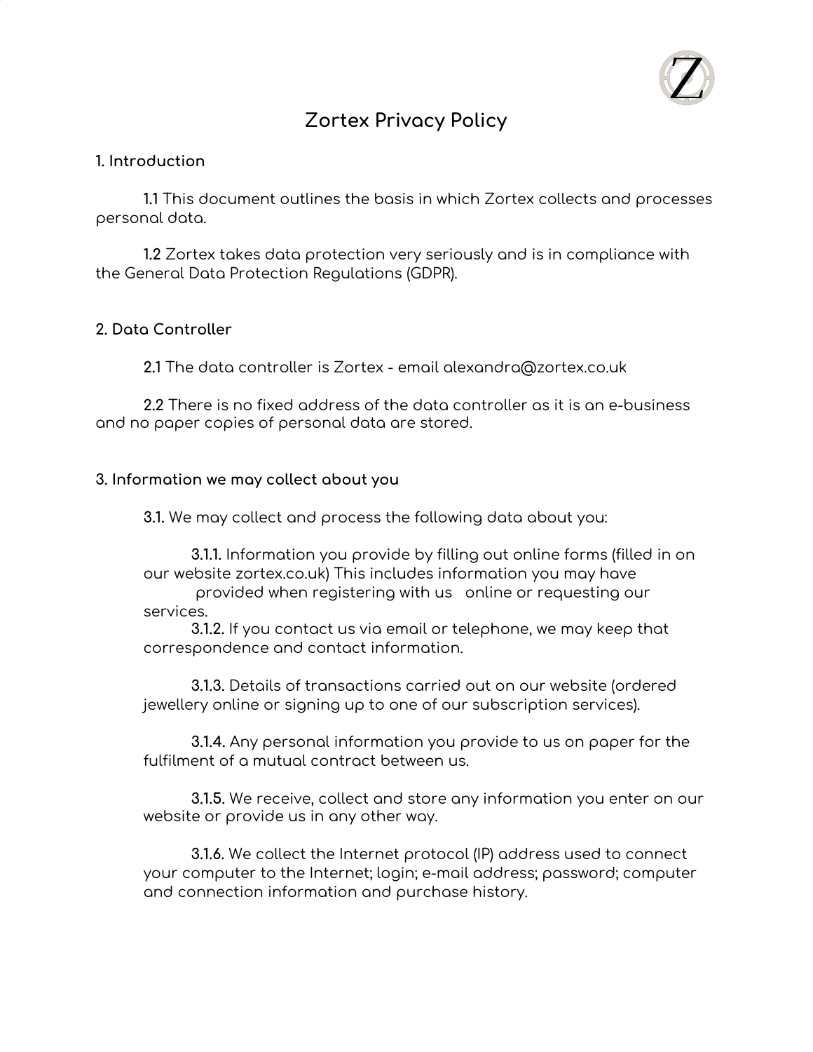# Zortex Privacy Policy

## 1. Introduction

**1.1** This document outlines the basis in which Zortex collects and processes personal data.

**1.2** Zortex takes data protection very seriously and is in compliance with the General Data Protection Regulations (GDPR).

## 2. Data Controller

**2.1** The data controller is Zortex - email alexandra@zortex.co.uk

**2.2** There is no fixed address of the data controller as it is an e-business and no paper copies of personal data are stored.

## 3. Information we may collect about you

**3.1.** We may collect and process the following data about you:

**3.1.1.** Information you provide by filling out online forms (filled in on our website zortex.co.uk) This includes information you may have provided when registering with us online or requesting our services.

**3.1.2.** If you contact us via email or telephone, we may keep that correspondence and contact information.

**3.1.3.** Details of transactions carried out on our website (ordered jewellery online or signing up to one of our subscription services).

**3.1.4.** Any personal information you provide to us on paper for the fulfilment of a mutual contract between us.

**3.1.5.** We receive, collect and store any information you enter on our website or provide us in any other way.

**3.1.6.** We collect the Internet protocol (IP) address used to connect your computer to the Internet; login; e-mail address; password; computer and connection information and purchase history.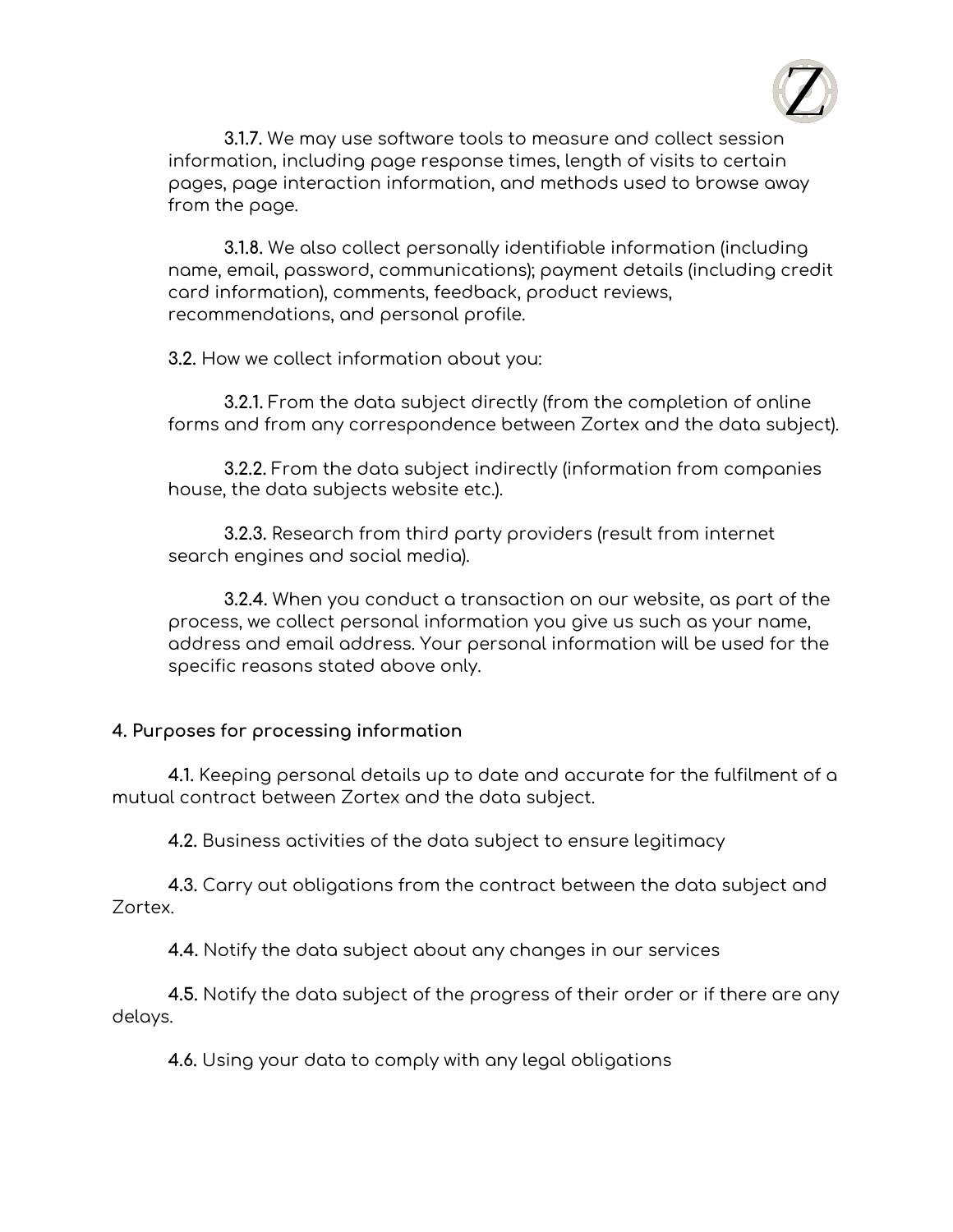**3.1.7.** We may use software tools to measure and collect session information, including page response times, length of visits to certain pages, page interaction information, and methods used to browse away from the page.

**3.1.8.** We also collect personally identifiable information (including name, email, password, communications); payment details (including credit card information), comments, feedback, product reviews, recommendations, and personal profile.

**3.2.** How we collect information about you:

**3.2.1.** From the data subject directly (from the completion of online forms and from any correspondence between Zortex and the data subject).

**3.2.2.** From the data subject indirectly (information from companies house, the data subjects website etc.).

**3.2.3.** Research from third party providers (result from internet search engines and social media).

**3.2.4.** When you conduct a transaction on our website, as part of the process, we collect personal information you give us such as your name, address and email address. Your personal information will be used for the specific reasons stated above only.

## 4. Purposes for processing information

**4.1.** Keeping personal details up to date and accurate for the fulfilment of a mutual contract between Zortex and the data subject.

**4.2.** Business activities of the data subject to ensure legitimacy

**4.3.** Carry out obligations from the contract between the data subject and Zortex.

**4.4.** Notify the data subject about any changes in our services

**4.5.** Notify the data subject of the progress of their order or if there are any delays.

**4.6.** Using your data to comply with any legal obligations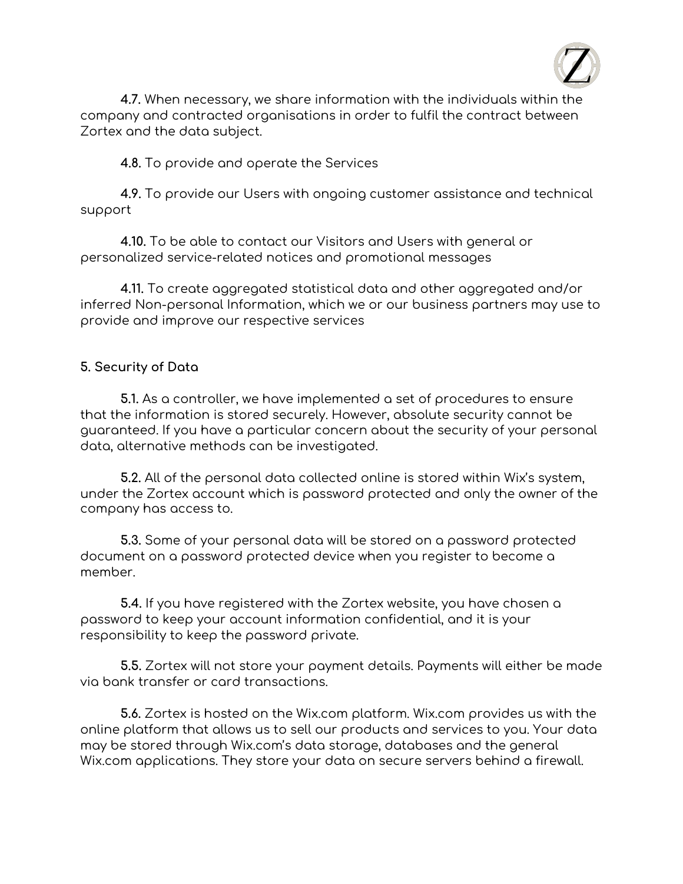**4.7.** When necessary, we share information with the individuals within the company and contracted organisations in order to fulfil the contract between Zortex and the data subject.

**4.8.** To provide and operate the Services

**4.9.** To provide our Users with ongoing customer assistance and technical support

**4.10.** To be able to contact our Visitors and Users with general or personalized service-related notices and promotional messages

**4.11.** To create aggregated statistical data and other aggregated and/or inferred Non-personal Information, which we or our business partners may use to provide and improve our respective services

## 5. Security of Data

**5.1.** As a controller, we have implemented a set of procedures to ensure that the information is stored securely. However, absolute security cannot be guaranteed. If you have a particular concern about the security of your personal data, alternative methods can be investigated.

**5.2.** All of the personal data collected online is stored within Wix's system, under the Zortex account which is password protected and only the owner of the company has access to.

**5.3.** Some of your personal data will be stored on a password protected document on a password protected device when you register to become a member.

**5.4.** If you have registered with the Zortex website, you have chosen a password to keep your account information confidential, and it is your responsibility to keep the password private.

**5.5.** Zortex will not store your payment details. Payments will either be made via bank transfer or card transactions.

**5.6.** Zortex is hosted on the Wix.com platform. Wix.com provides us with the online platform that allows us to sell our products and services to you. Your data may be stored through Wix.com's data storage, databases and the general Wix.com applications. They store your data on secure servers behind a firewall.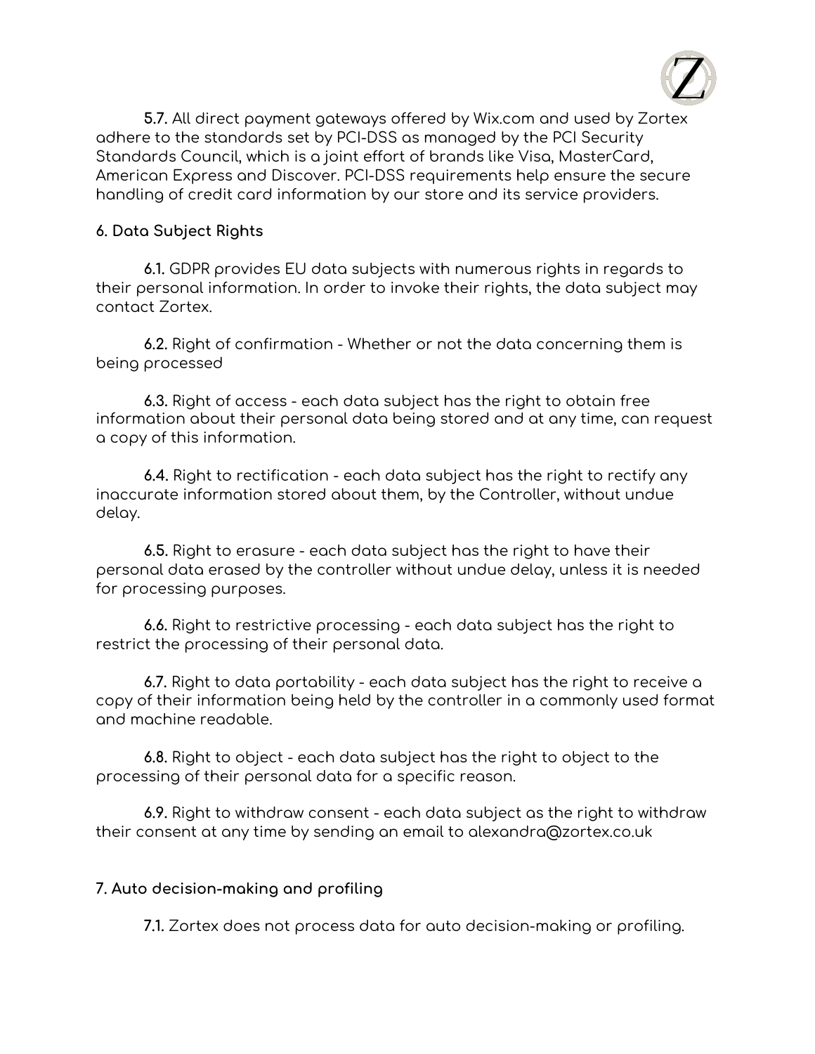**5.7.** All direct payment gateways offered by Wix.com and used by Zortex adhere to the standards set by PCI-DSS as managed by the PCI Security Standards Council, which is a joint effort of brands like Visa, MasterCard, American Express and Discover. PCI-DSS requirements help ensure the secure handling of credit card information by our store and its service providers.

## 6. Data Subject Rights

**6.1.** GDPR provides EU data subjects with numerous rights in regards to their personal information. In order to invoke their rights, the data subject may contact Zortex.

**6.2.** Right of confirmation - Whether or not the data concerning them is being processed

**6.3.** Right of access - each data subject has the right to obtain free information about their personal data being stored and at any time, can request a copy of this information.

**6.4.** Right to rectification - each data subject has the right to rectify any inaccurate information stored about them, by the Controller, without undue delay.

**6.5.** Right to erasure - each data subject has the right to have their personal data erased by the controller without undue delay, unless it is needed for processing purposes.

**6.6.** Right to restrictive processing - each data subject has the right to restrict the processing of their personal data.

**6.7.** Right to data portability - each data subject has the right to receive a copy of their information being held by the controller in a commonly used format and machine readable.

**6.8.** Right to object - each data subject has the right to object to the processing of their personal data for a specific reason.

**6.9.** Right to withdraw consent - each data subject as the right to withdraw their consent at any time by sending an email to alexandra@zortex.co.uk

## 7. Auto decision-making and profiling

**7.1.** Zortex does not process data for auto decision-making or profiling.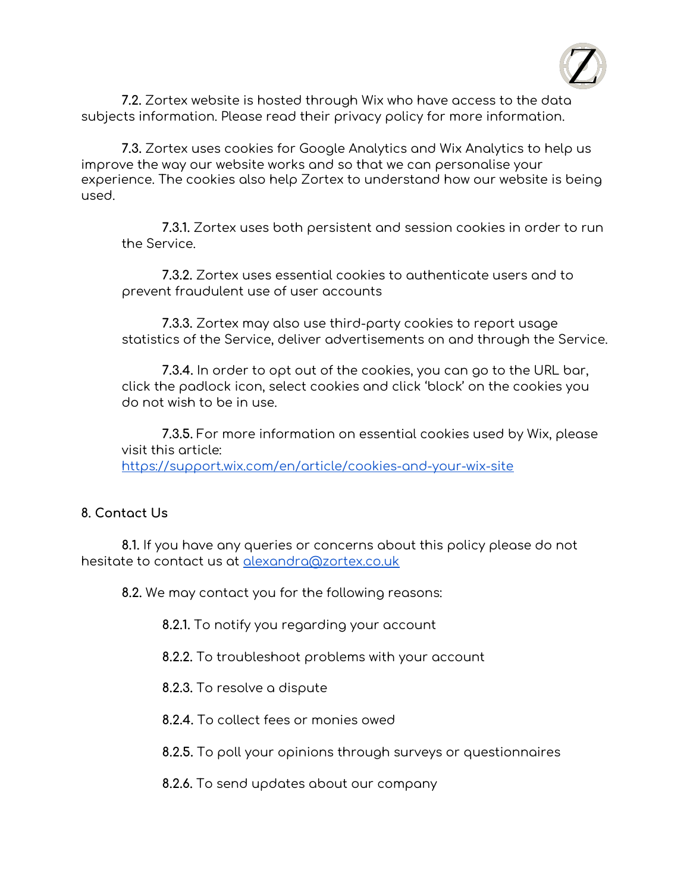**7.2.** Zortex website is hosted through Wix who have access to the data subjects information. Please read their privacy policy for more information.

**7.3.** Zortex uses cookies for Google Analytics and Wix Analytics to help us improve the way our website works and so that we can personalise your experience. The cookies also help Zortex to understand how our website is being used.

**7.3.1.** Zortex uses both persistent and session cookies in order to run the Service.

**7.3.2.** Zortex uses essential cookies to authenticate users and to prevent fraudulent use of user accounts

**7.3.3.** Zortex may also use third-party cookies to report usage statistics of the Service, deliver advertisements on and through the Service.

**7.3.4.** In order to opt out of the cookies, you can go to the URL bar, click the padlock icon, select cookies and click 'block' on the cookies you do not wish to be in use.

**7.3.5.** For more information on essential cookies used by Wix, please visit this article: [https://support.wix.com/en/article/cookies-and-your-wix-site](https://support.wix.com/en/article/cookies-and-your-wix-site)

## 8. Contact Us

**8.1.** If you have any queries or concerns about this policy please do not hesitate to contact us at [alexandra@zortex.co.uk](mailto:alexandra@zortex.co.uk)

**8.2.** We may contact you for the following reasons:

**8.2.1.** To notify you regarding your account

**8.2.2.** To troubleshoot problems with your account

**8.2.3.** To resolve a dispute

**8.2.4.** To collect fees or monies owed

**8.2.5.** To poll your opinions through surveys or questionnaires

**8.2.6.** To send updates about our company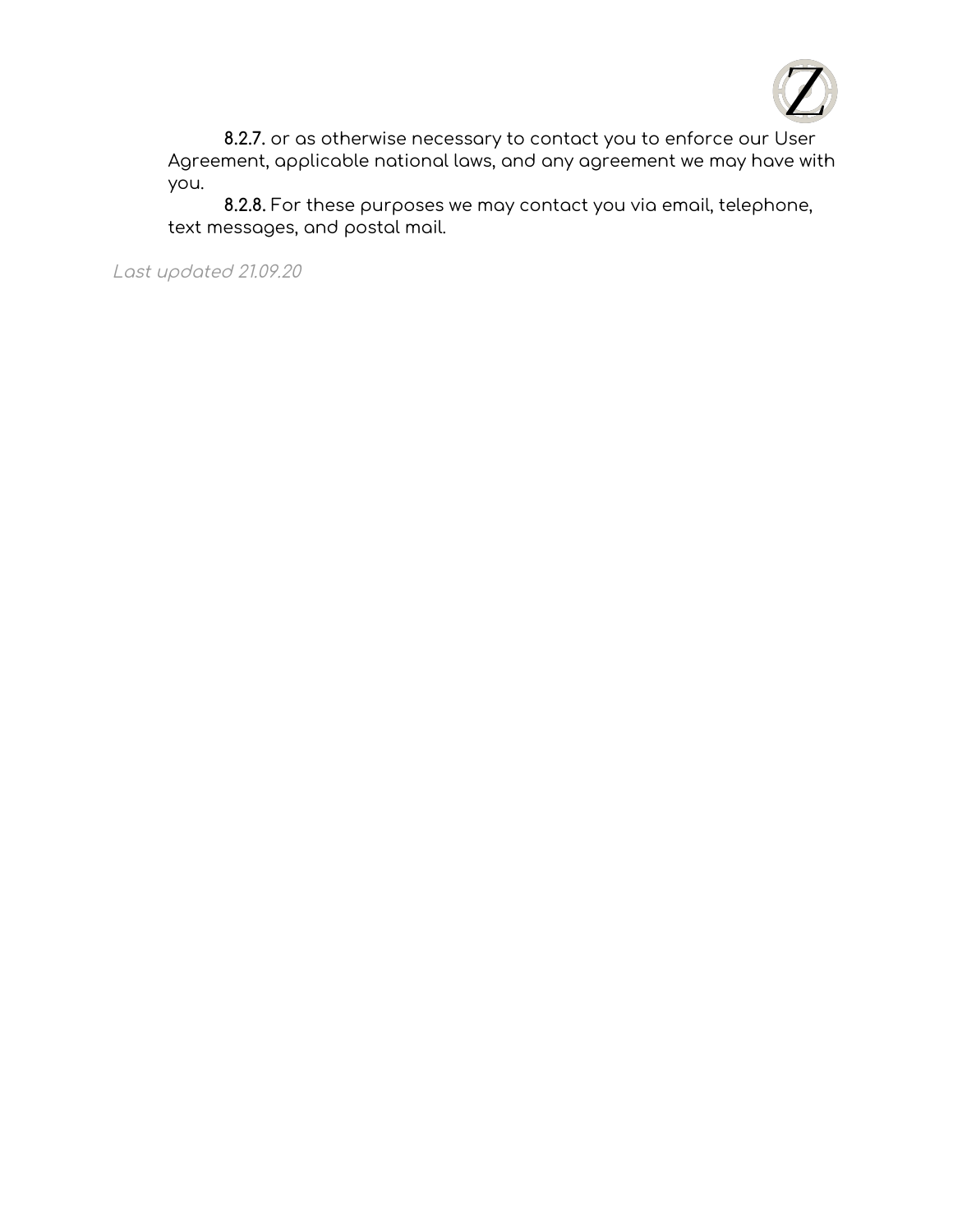**8.2.7.** or as otherwise necessary to contact you to enforce our User Agreement, applicable national laws, and any agreement we may have with you.

**8.2.8.** For these purposes we may contact you via email, telephone, text messages, and postal mail.

*Last updated 21.09.20*